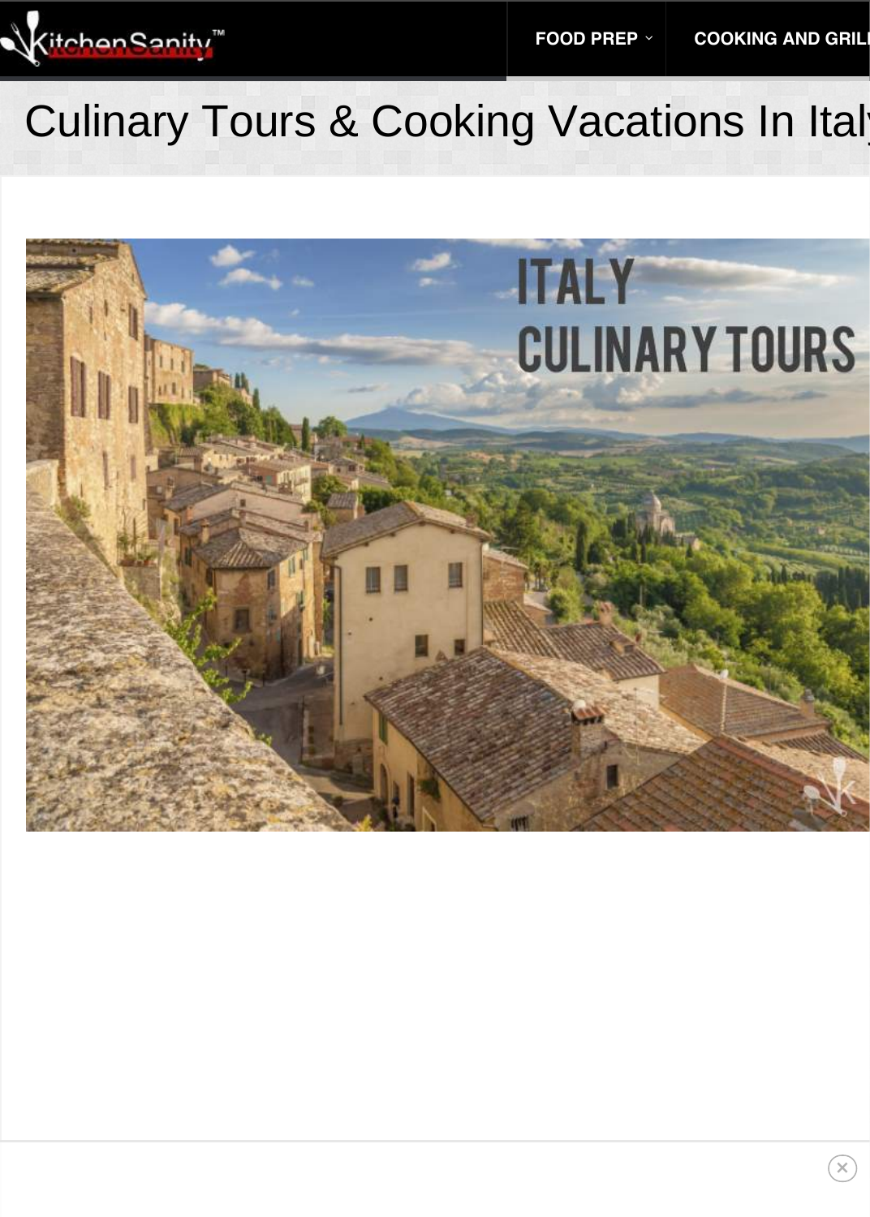# Culinary Tours & Cooking Vacations In Italy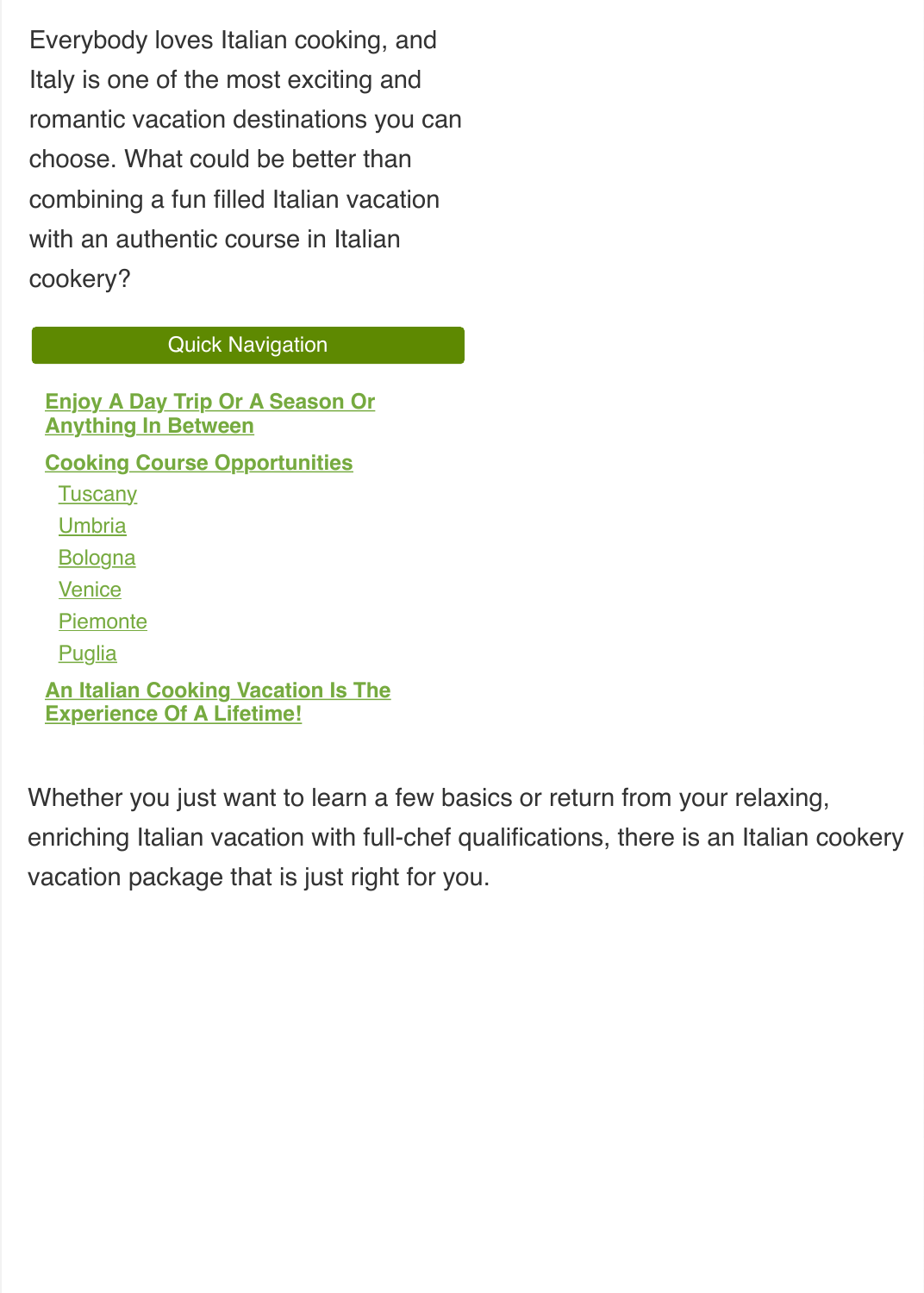Everybody loves Italian cooking, and Italy is one of the most exciting and romantic vacation destinations you can choose. What could be better than combining a fun filled Italian vacation with an authentic course in Italian cookery?

**Quick Navigation**

- Enjoy A Day Trip Or A Season Or Anything In Between
- Cooking Course Opportunities
  - Tuscany
  - Umbria
  - Bologna
  - Venice
  - Piemonte
  - Puglia
- An Italian Cooking Vacation Is The Experience Of A Lifetime!

Whether you just want to learn a few basics or return from your relaxing, enriching Italian vacation with full-chef qualifications, there is an Italian cookery vacation package that is just right for you.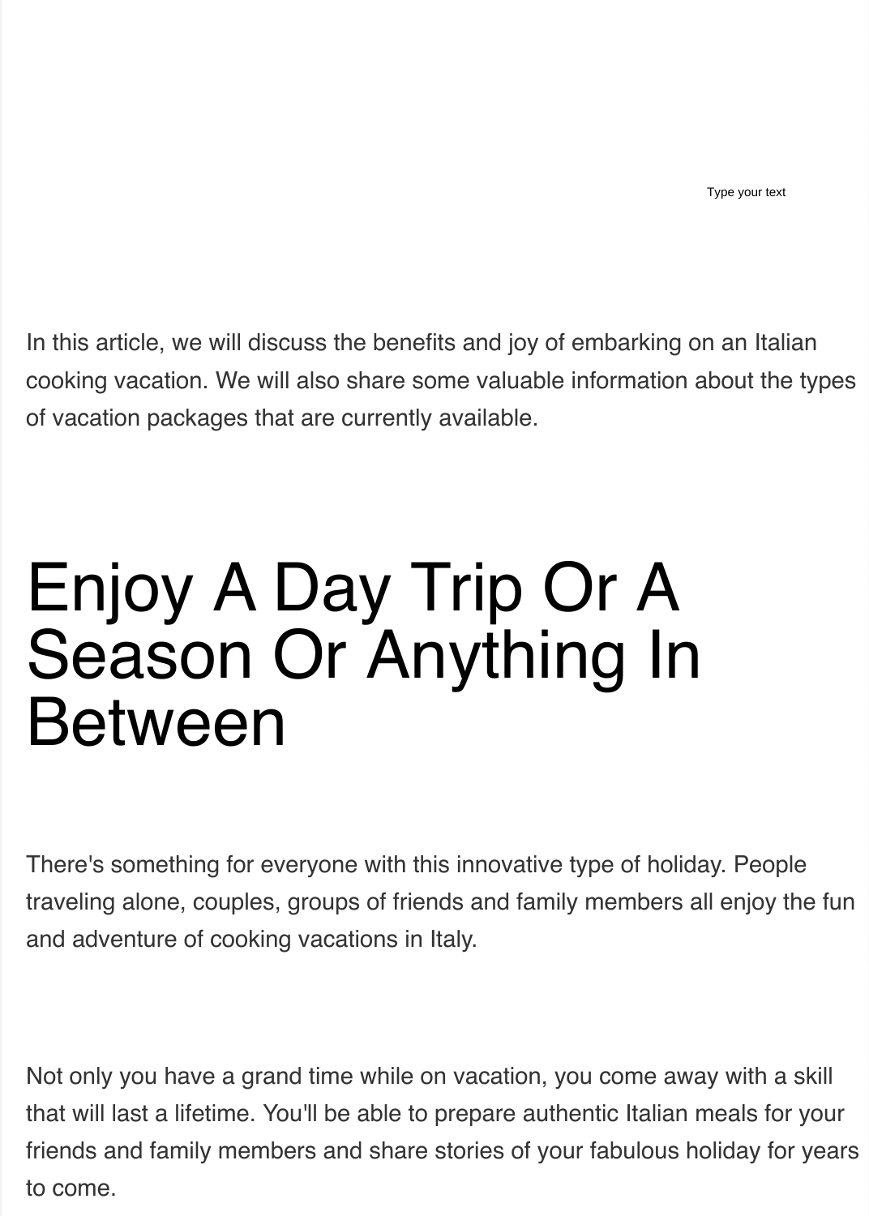Type your text

In this article, we will discuss the benefits and joy of embarking on an Italian cooking vacation. We will also share some valuable information about the types of vacation packages that are currently available.

# Enjoy A Day Trip Or A Season Or Anything In Between

There's something for everyone with this innovative type of holiday. People traveling alone, couples, groups of friends and family members all enjoy the fun and adventure of cooking vacations in Italy.

Not only you have a grand time while on vacation, you come away with a skill that will last a lifetime. You'll be able to prepare authentic Italian meals for your friends and family members and share stories of your fabulous holiday for years to come.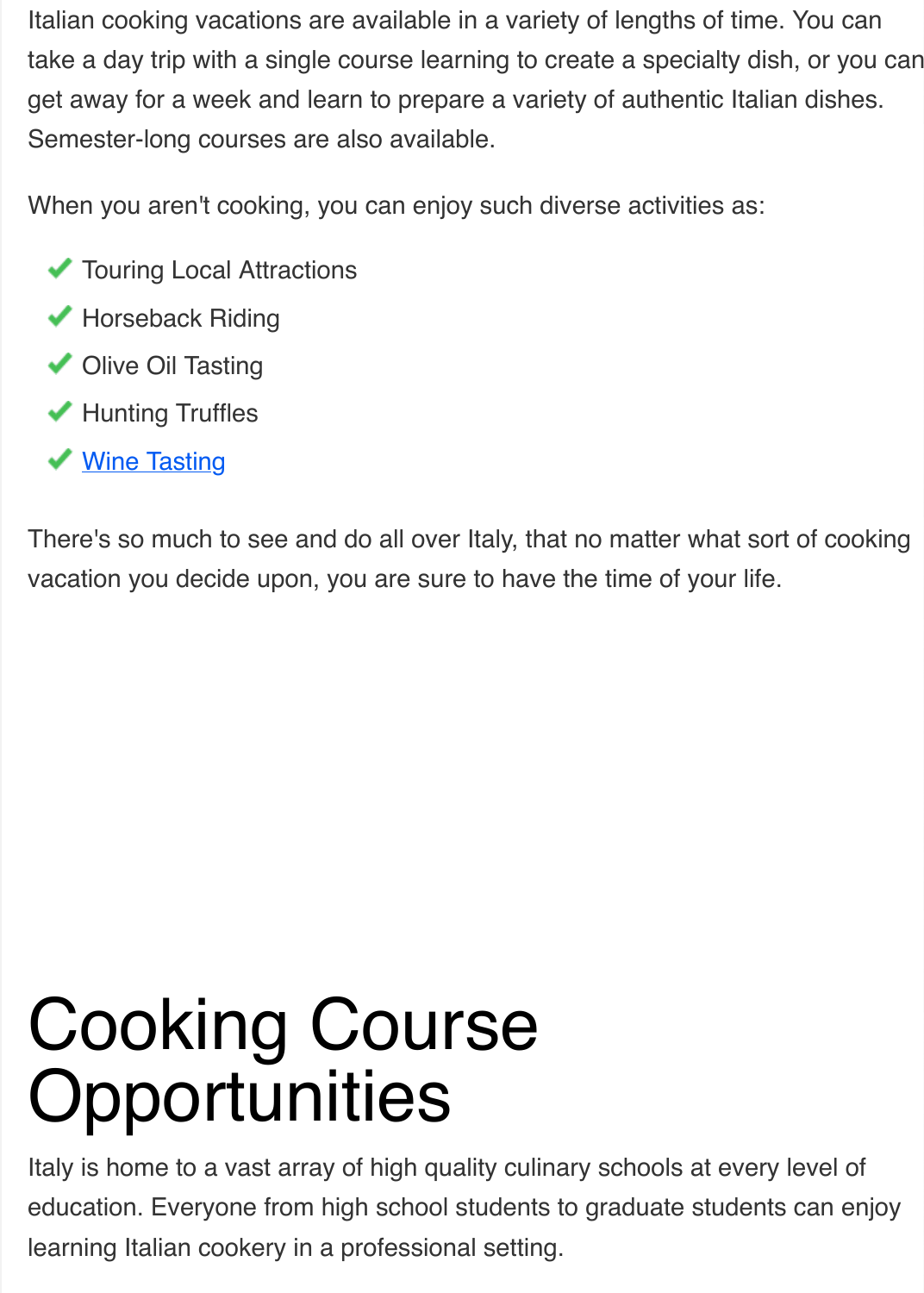Italian cooking vacations are available in a variety of lengths of time. You can take a day trip with a single course learning to create a specialty dish, or you can get away for a week and learn to prepare a variety of authentic Italian dishes. Semester-long courses are also available.

When you aren't cooking, you can enjoy such diverse activities as:

- Touring Local Attractions
- Horseback Riding
- Olive Oil Tasting
- Hunting Truffles
- Wine Tasting

There's so much to see and do all over Italy, that no matter what sort of cooking vacation you decide upon, you are sure to have the time of your life.

# Cooking Course Opportunities

Italy is home to a vast array of high quality culinary schools at every level of education. Everyone from high school students to graduate students can enjoy learning Italian cookery in a professional setting.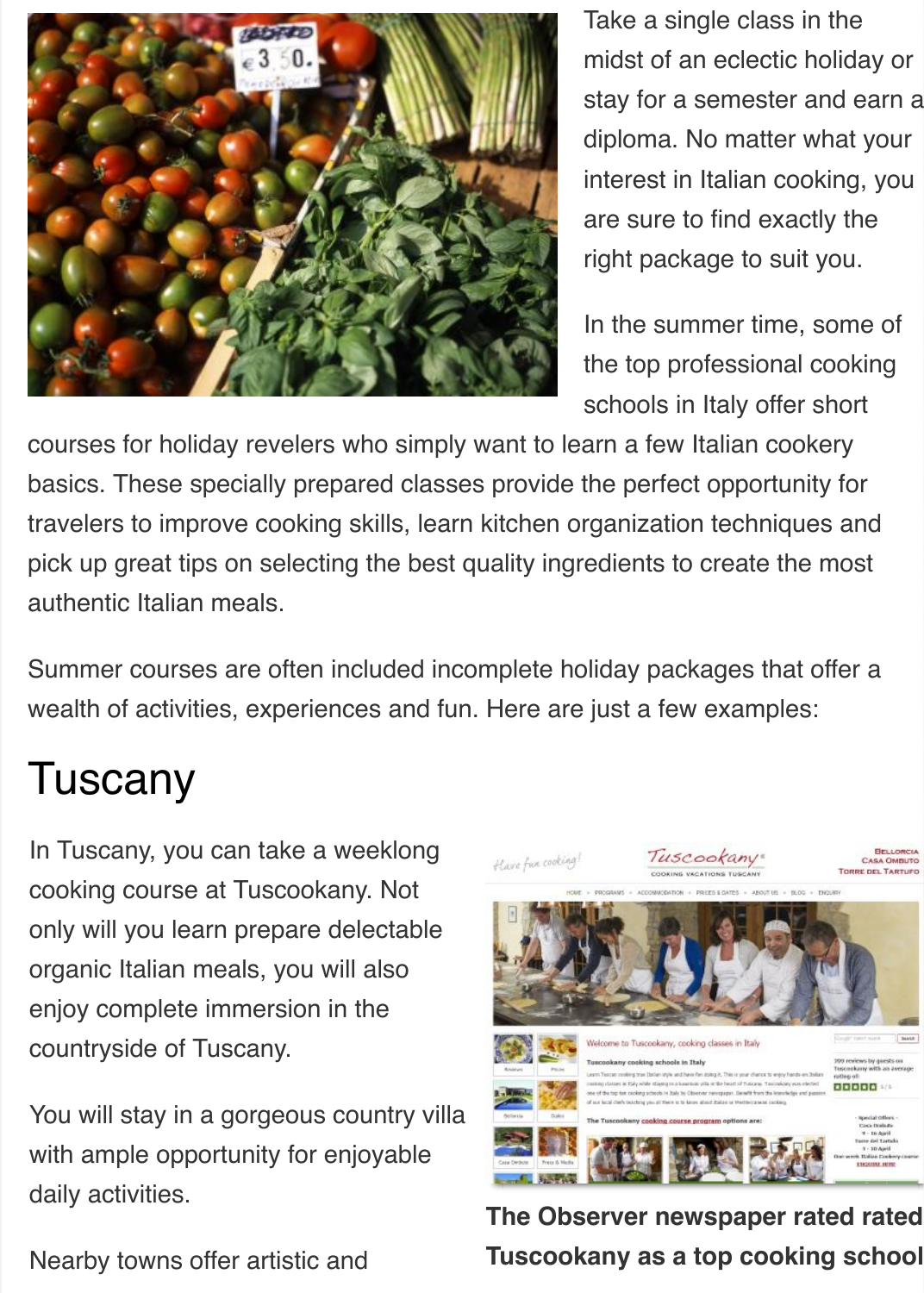Take a single class in the midst of an eclectic holiday or stay for a semester and earn a diploma. No matter what your interest in Italian cooking, you are sure to find exactly the right package to suit you.

In the summer time, some of the top professional cooking schools in Italy offer short courses for holiday revelers who simply want to learn a few Italian cookery basics. These specially prepared classes provide the perfect opportunity for travelers to improve cooking skills, learn kitchen organization techniques and pick up great tips on selecting the best quality ingredients to create the most authentic Italian meals.

Summer courses are often included incomplete holiday packages that offer a wealth of activities, experiences and fun. Here are just a few examples:

## Tuscany

In Tuscany, you can take a weeklong cooking course at Tuscookany. Not only will you learn prepare delectable organic Italian meals, you will also enjoy complete immersion in the countryside of Tuscany.

You will stay in a gorgeous country villa with ample opportunity for enjoyable daily activities.

**The Observer newspaper rated rated Tuscookany as a top cooking school**

Nearby towns offer artistic and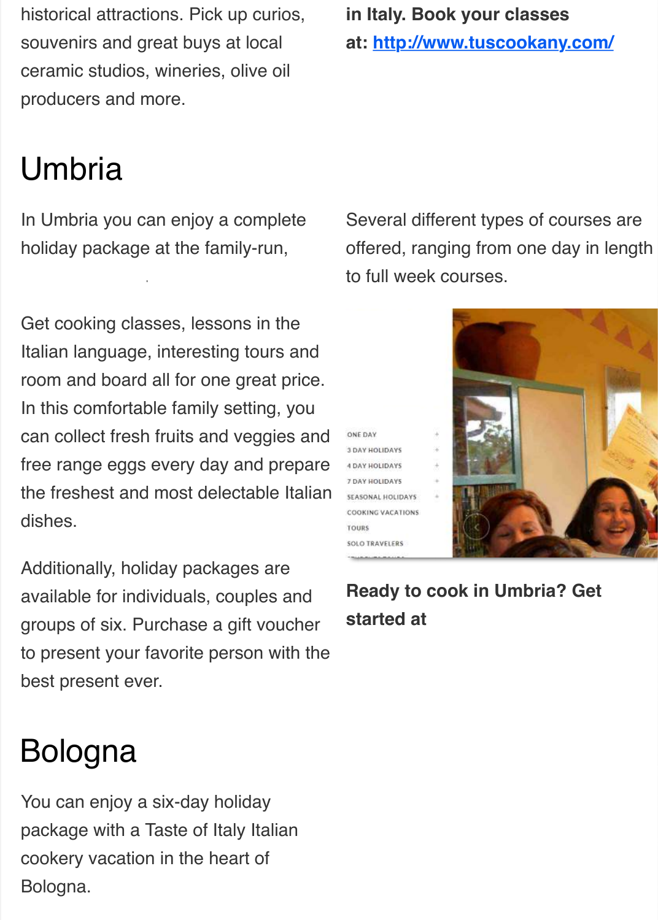historical attractions. Pick up curios, souvenirs and great buys at local ceramic studios, wineries, olive oil producers and more.

**in Italy. Book your classes at: [http://www.tuscookany.com/](http://www.tuscookany.com/)**

# Umbria

In Umbria you can enjoy a complete holiday package at the family-run,

Get cooking classes, lessons in the Italian language, interesting tours and room and board all for one great price. In this comfortable family setting, you can collect fresh fruits and veggies and free range eggs every day and prepare the freshest and most delectable Italian dishes.

Additionally, holiday packages are available for individuals, couples and groups of six. Purchase a gift voucher to present your favorite person with the best present ever.

Several different types of courses are offered, ranging from one day in length to full week courses.

**Ready to cook in Umbria? Get started at**

# Bologna

You can enjoy a six-day holiday package with a Taste of Italy Italian cookery vacation in the heart of Bologna.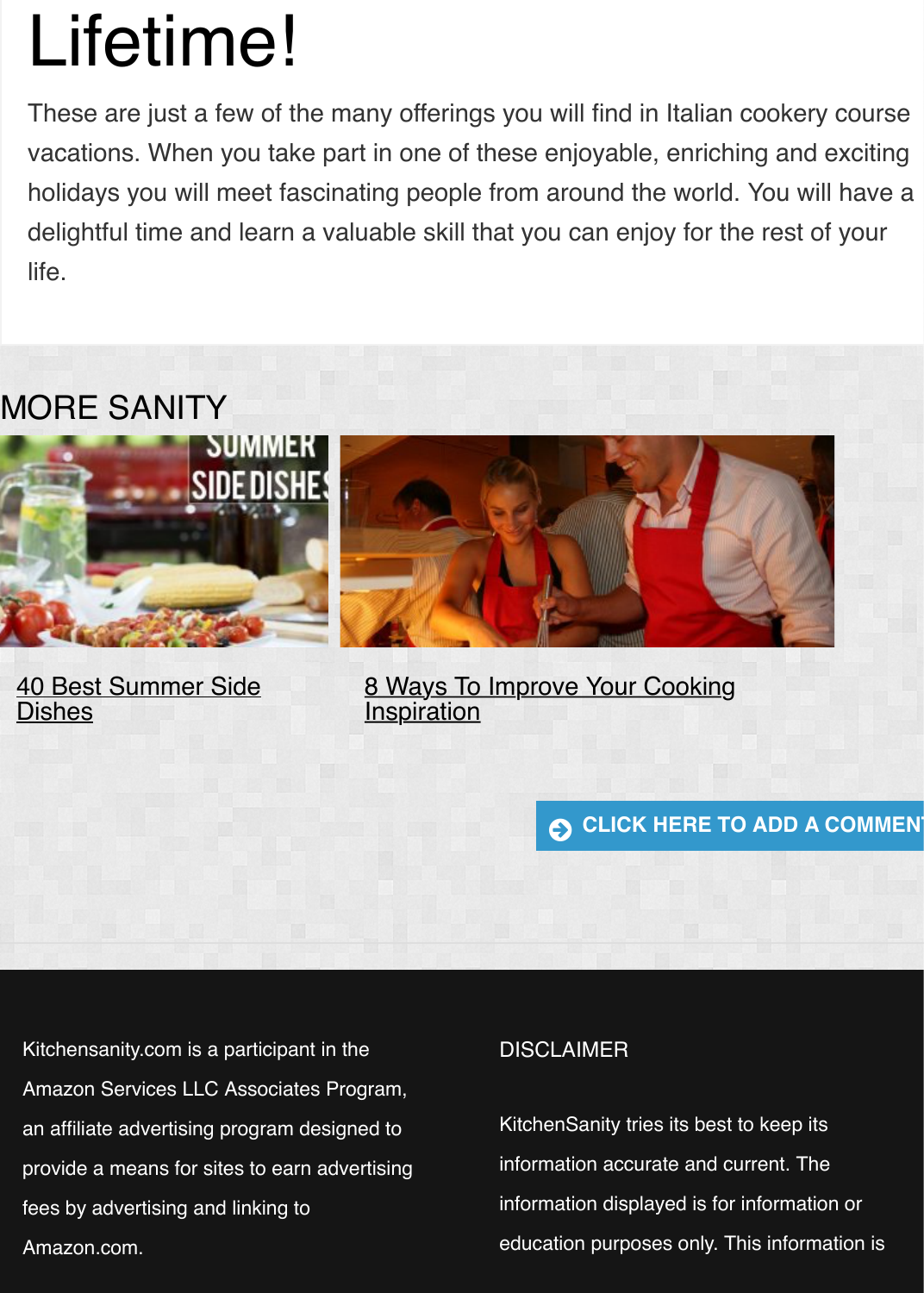# Lifetime!

These are just a few of the many offerings you will find in Italian cookery course vacations. When you take part in one of these enjoyable, enriching and exciting holidays you will meet fascinating people from around the world. You will have a delightful time and learn a valuable skill that you can enjoy for the rest of your life.

## MORE SANITY

40 Best Summer Side Dishes

8 Ways To Improve Your Cooking Inspiration

CLICK HERE TO ADD A COMMENT

Kitchensanity.com is a participant in the Amazon Services LLC Associates Program, an affiliate advertising program designed to provide a means for sites to earn advertising fees by advertising and linking to Amazon.com.

DISCLAIMER

KitchenSanity tries its best to keep its information accurate and current. The information displayed is for information or education purposes only. This information is